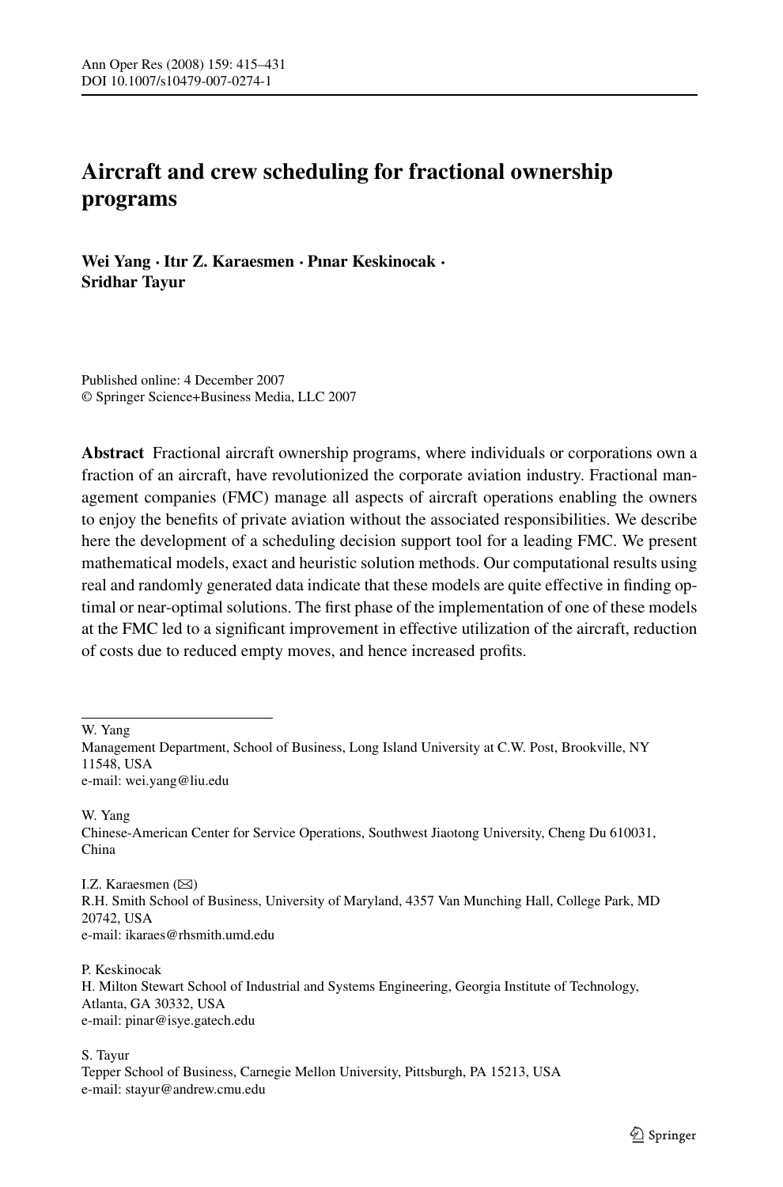# Aircraft and crew scheduling for fractional ownership programs

**Wei Yang · Itır Z. Karaesmen · Pınar Keskinocak · Sridhar Tayur**

Published online: 4 December 2007
© Springer Science+Business Media, LLC 2007

**Abstract** Fractional aircraft ownership programs, where individuals or corporations own a fraction of an aircraft, have revolutionized the corporate aviation industry. Fractional management companies (FMC) manage all aspects of aircraft operations enabling the owners to enjoy the benefits of private aviation without the associated responsibilities. We describe here the development of a scheduling decision support tool for a leading FMC. We present mathematical models, exact and heuristic solution methods. Our computational results using real and randomly generated data indicate that these models are quite effective in finding optimal or near-optimal solutions. The first phase of the implementation of one of these models at the FMC led to a significant improvement in effective utilization of the aircraft, reduction of costs due to reduced empty moves, and hence increased profits.

---

W. Yang
Management Department, School of Business, Long Island University at C.W. Post, Brookville, NY 11548, USA
e-mail: wei.yang@liu.edu

W. Yang
Chinese-American Center for Service Operations, Southwest Jiaotong University, Cheng Du 610031, China

I.Z. Karaesmen (✉)
R.H. Smith School of Business, University of Maryland, 4357 Van Munching Hall, College Park, MD 20742, USA
e-mail: ikaraes@rhsmith.umd.edu

P. Keskinocak
H. Milton Stewart School of Industrial and Systems Engineering, Georgia Institute of Technology, Atlanta, GA 30332, USA
e-mail: pinar@isye.gatech.edu

S. Tayur
Tepper School of Business, Carnegie Mellon University, Pittsburgh, PA 15213, USA
e-mail: stayur@andrew.cmu.edu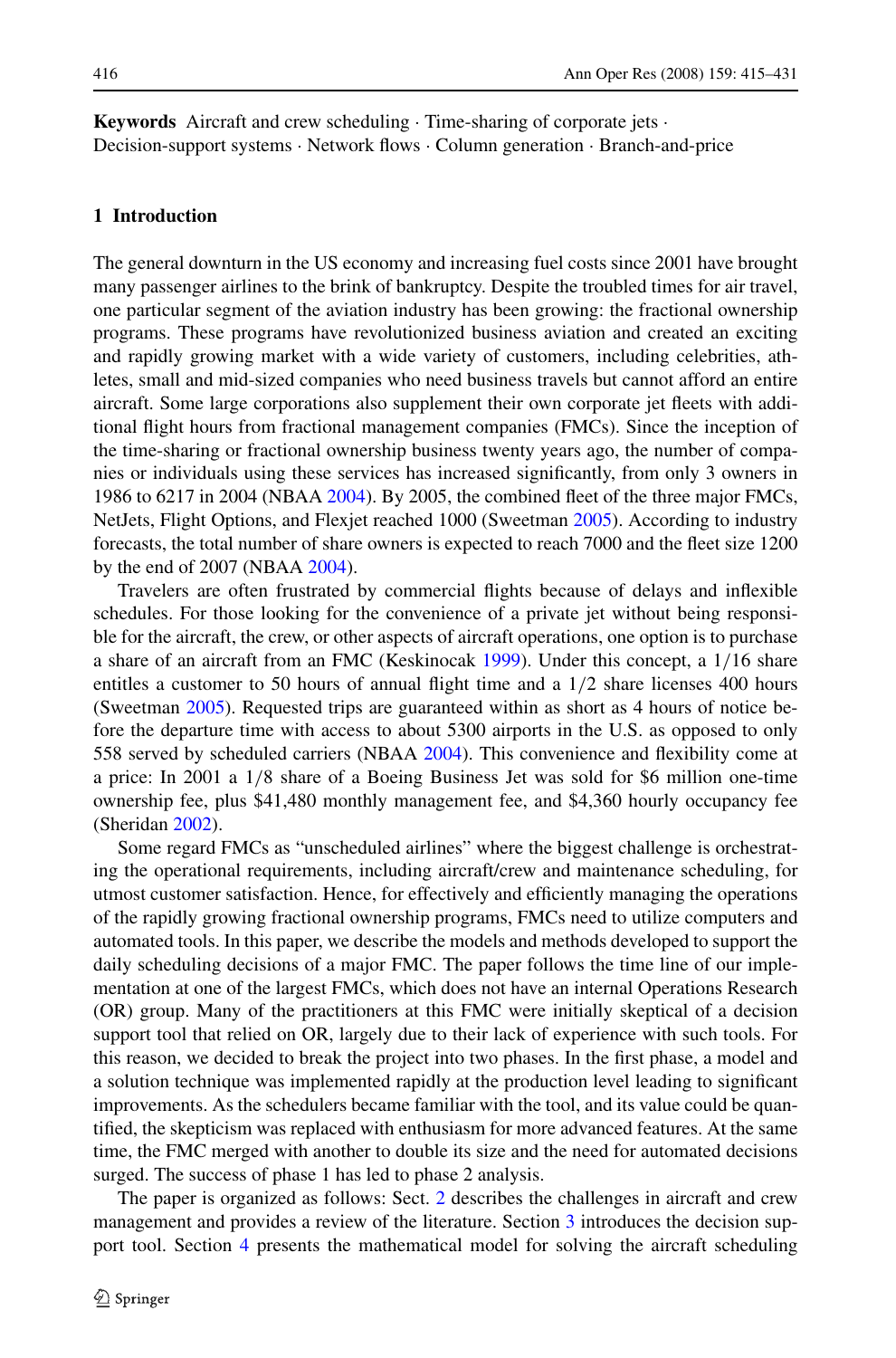**Keywords** Aircraft and crew scheduling · Time-sharing of corporate jets · Decision-support systems · Network flows · Column generation · Branch-and-price

## 1 Introduction

The general downturn in the US economy and increasing fuel costs since 2001 have brought many passenger airlines to the brink of bankruptcy. Despite the troubled times for air travel, one particular segment of the aviation industry has been growing: the fractional ownership programs. These programs have revolutionized business aviation and created an exciting and rapidly growing market with a wide variety of customers, including celebrities, athletes, small and mid-sized companies who need business travels but cannot afford an entire aircraft. Some large corporations also supplement their own corporate jet fleets with additional flight hours from fractional management companies (FMCs). Since the inception of the time-sharing or fractional ownership business twenty years ago, the number of companies or individuals using these services has increased significantly, from only 3 owners in 1986 to 6217 in 2004 (NBAA 2004). By 2005, the combined fleet of the three major FMCs, NetJets, Flight Options, and Flexjet reached 1000 (Sweetman 2005). According to industry forecasts, the total number of share owners is expected to reach 7000 and the fleet size 1200 by the end of 2007 (NBAA 2004).

Travelers are often frustrated by commercial flights because of delays and inflexible schedules. For those looking for the convenience of a private jet without being responsible for the aircraft, the crew, or other aspects of aircraft operations, one option is to purchase a share of an aircraft from an FMC (Keskinocak 1999). Under this concept, a $1/16$ share entitles a customer to 50 hours of annual flight time and a $1/2$ share licenses 400 hours (Sweetman 2005). Requested trips are guaranteed within as short as 4 hours of notice before the departure time with access to about 5300 airports in the U.S. as opposed to only 558 served by scheduled carriers (NBAA 2004). This convenience and flexibility come at a price: In 2001 a $1/8$ share of a Boeing Business Jet was sold for \$6 million one-time ownership fee, plus \$41,480 monthly management fee, and \$4,360 hourly occupancy fee (Sheridan 2002).

Some regard FMCs as "unscheduled airlines" where the biggest challenge is orchestrating the operational requirements, including aircraft/crew and maintenance scheduling, for utmost customer satisfaction. Hence, for effectively and efficiently managing the operations of the rapidly growing fractional ownership programs, FMCs need to utilize computers and automated tools. In this paper, we describe the models and methods developed to support the daily scheduling decisions of a major FMC. The paper follows the time line of our implementation at one of the largest FMCs, which does not have an internal Operations Research (OR) group. Many of the practitioners at this FMC were initially skeptical of a decision support tool that relied on OR, largely due to their lack of experience with such tools. For this reason, we decided to break the project into two phases. In the first phase, a model and a solution technique was implemented rapidly at the production level leading to significant improvements. As the schedulers became familiar with the tool, and its value could be quantified, the skepticism was replaced with enthusiasm for more advanced features. At the same time, the FMC merged with another to double its size and the need for automated decisions surged. The success of phase 1 has led to phase 2 analysis.

The paper is organized as follows: Sect. 2 describes the challenges in aircraft and crew management and provides a review of the literature. Section 3 introduces the decision support tool. Section 4 presents the mathematical model for solving the aircraft scheduling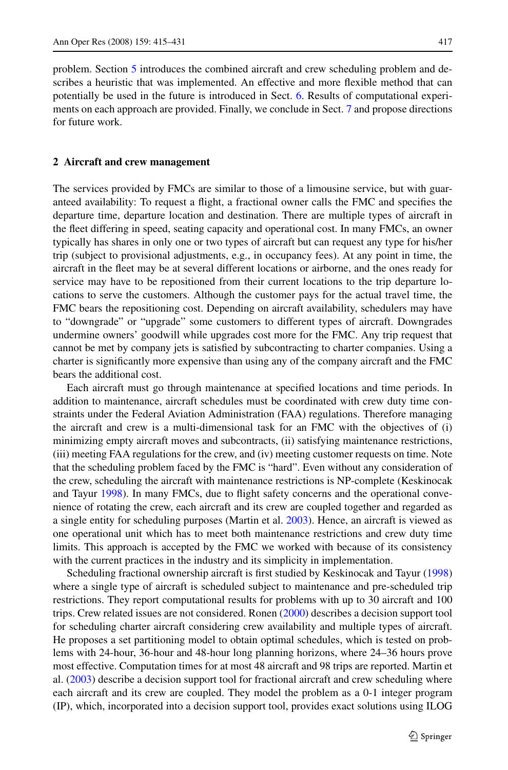problem. Section 5 introduces the combined aircraft and crew scheduling problem and describes a heuristic that was implemented. An effective and more flexible method that can potentially be used in the future is introduced in Sect. 6. Results of computational experiments on each approach are provided. Finally, we conclude in Sect. 7 and propose directions for future work.

## 2 Aircraft and crew management

The services provided by FMCs are similar to those of a limousine service, but with guaranteed availability: To request a flight, a fractional owner calls the FMC and specifies the departure time, departure location and destination. There are multiple types of aircraft in the fleet differing in speed, seating capacity and operational cost. In many FMCs, an owner typically has shares in only one or two types of aircraft but can request any type for his/her trip (subject to provisional adjustments, e.g., in occupancy fees). At any point in time, the aircraft in the fleet may be at several different locations or airborne, and the ones ready for service may have to be repositioned from their current locations to the trip departure locations to serve the customers. Although the customer pays for the actual travel time, the FMC bears the repositioning cost. Depending on aircraft availability, schedulers may have to "downgrade" or "upgrade" some customers to different types of aircraft. Downgrades undermine owners' goodwill while upgrades cost more for the FMC. Any trip request that cannot be met by company jets is satisfied by subcontracting to charter companies. Using a charter is significantly more expensive than using any of the company aircraft and the FMC bears the additional cost.

Each aircraft must go through maintenance at specified locations and time periods. In addition to maintenance, aircraft schedules must be coordinated with crew duty time constraints under the Federal Aviation Administration (FAA) regulations. Therefore managing the aircraft and crew is a multi-dimensional task for an FMC with the objectives of (i) minimizing empty aircraft moves and subcontracts, (ii) satisfying maintenance restrictions, (iii) meeting FAA regulations for the crew, and (iv) meeting customer requests on time. Note that the scheduling problem faced by the FMC is "hard". Even without any consideration of the crew, scheduling the aircraft with maintenance restrictions is NP-complete (Keskinocak and Tayur 1998). In many FMCs, due to flight safety concerns and the operational convenience of rotating the crew, each aircraft and its crew are coupled together and regarded as a single entity for scheduling purposes (Martin et al. 2003). Hence, an aircraft is viewed as one operational unit which has to meet both maintenance restrictions and crew duty time limits. This approach is accepted by the FMC we worked with because of its consistency with the current practices in the industry and its simplicity in implementation.

Scheduling fractional ownership aircraft is first studied by Keskinocak and Tayur (1998) where a single type of aircraft is scheduled subject to maintenance and pre-scheduled trip restrictions. They report computational results for problems with up to 30 aircraft and 100 trips. Crew related issues are not considered. Ronen (2000) describes a decision support tool for scheduling charter aircraft considering crew availability and multiple types of aircraft. He proposes a set partitioning model to obtain optimal schedules, which is tested on problems with 24-hour, 36-hour and 48-hour long planning horizons, where 24–36 hours prove most effective. Computation times for at most 48 aircraft and 98 trips are reported. Martin et al. (2003) describe a decision support tool for fractional aircraft and crew scheduling where each aircraft and its crew are coupled. They model the problem as a 0-1 integer program (IP), which, incorporated into a decision support tool, provides exact solutions using ILOG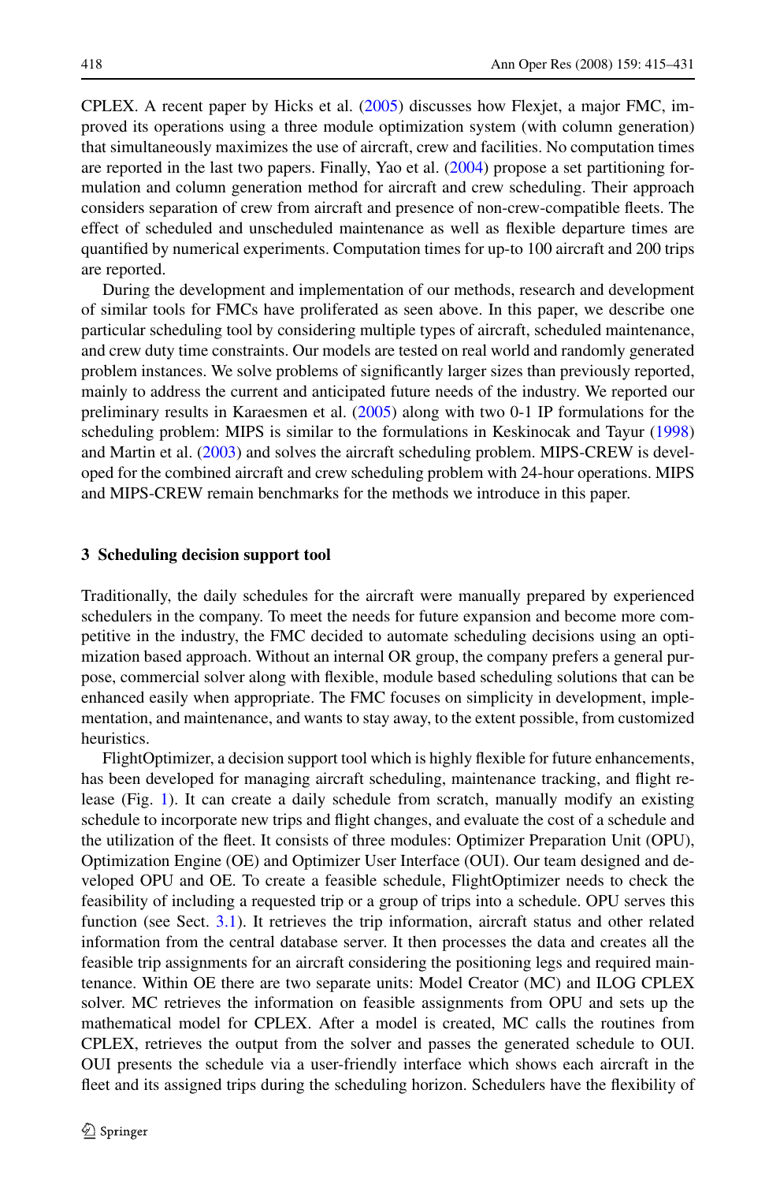CPLEX. A recent paper by Hicks et al. (2005) discusses how Flexjet, a major FMC, improved its operations using a three module optimization system (with column generation) that simultaneously maximizes the use of aircraft, crew and facilities. No computation times are reported in the last two papers. Finally, Yao et al. (2004) propose a set partitioning formulation and column generation method for aircraft and crew scheduling. Their approach considers separation of crew from aircraft and presence of non-crew-compatible fleets. The effect of scheduled and unscheduled maintenance as well as flexible departure times are quantified by numerical experiments. Computation times for up-to 100 aircraft and 200 trips are reported.

During the development and implementation of our methods, research and development of similar tools for FMCs have proliferated as seen above. In this paper, we describe one particular scheduling tool by considering multiple types of aircraft, scheduled maintenance, and crew duty time constraints. Our models are tested on real world and randomly generated problem instances. We solve problems of significantly larger sizes than previously reported, mainly to address the current and anticipated future needs of the industry. We reported our preliminary results in Karaesmen et al. (2005) along with two 0-1 IP formulations for the scheduling problem: MIPS is similar to the formulations in Keskinocak and Tayur (1998) and Martin et al. (2003) and solves the aircraft scheduling problem. MIPS-CREW is developed for the combined aircraft and crew scheduling problem with 24-hour operations. MIPS and MIPS-CREW remain benchmarks for the methods we introduce in this paper.

## 3 Scheduling decision support tool

Traditionally, the daily schedules for the aircraft were manually prepared by experienced schedulers in the company. To meet the needs for future expansion and become more competitive in the industry, the FMC decided to automate scheduling decisions using an optimization based approach. Without an internal OR group, the company prefers a general purpose, commercial solver along with flexible, module based scheduling solutions that can be enhanced easily when appropriate. The FMC focuses on simplicity in development, implementation, and maintenance, and wants to stay away, to the extent possible, from customized heuristics.

FlightOptimizer, a decision support tool which is highly flexible for future enhancements, has been developed for managing aircraft scheduling, maintenance tracking, and flight release (Fig. 1). It can create a daily schedule from scratch, manually modify an existing schedule to incorporate new trips and flight changes, and evaluate the cost of a schedule and the utilization of the fleet. It consists of three modules: Optimizer Preparation Unit (OPU), Optimization Engine (OE) and Optimizer User Interface (OUI). Our team designed and developed OPU and OE. To create a feasible schedule, FlightOptimizer needs to check the feasibility of including a requested trip or a group of trips into a schedule. OPU serves this function (see Sect. 3.1). It retrieves the trip information, aircraft status and other related information from the central database server. It then processes the data and creates all the feasible trip assignments for an aircraft considering the positioning legs and required maintenance. Within OE there are two separate units: Model Creator (MC) and ILOG CPLEX solver. MC retrieves the information on feasible assignments from OPU and sets up the mathematical model for CPLEX. After a model is created, MC calls the routines from CPLEX, retrieves the output from the solver and passes the generated schedule to OUI. OUI presents the schedule via a user-friendly interface which shows each aircraft in the fleet and its assigned trips during the scheduling horizon. Schedulers have the flexibility of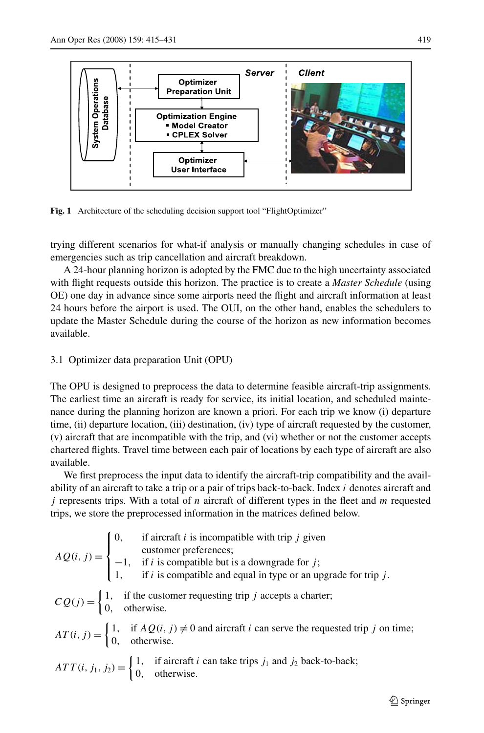**Fig. 1** Architecture of the scheduling decision support tool "FlightOptimizer"

trying different scenarios for what-if analysis or manually changing schedules in case of emergencies such as trip cancellation and aircraft breakdown.

A 24-hour planning horizon is adopted by the FMC due to the high uncertainty associated with flight requests outside this horizon. The practice is to create a *Master Schedule* (using OE) one day in advance since some airports need the flight and aircraft information at least 24 hours before the airport is used. The OUI, on the other hand, enables the schedulers to update the Master Schedule during the course of the horizon as new information becomes available.

### 3.1 Optimizer data preparation Unit (OPU)

The OPU is designed to preprocess the data to determine feasible aircraft-trip assignments. The earliest time an aircraft is ready for service, its initial location, and scheduled maintenance during the planning horizon are known a priori. For each trip we know (i) departure time, (ii) departure location, (iii) destination, (iv) type of aircraft requested by the customer, (v) aircraft that are incompatible with the trip, and (vi) whether or not the customer accepts chartered flights. Travel time between each pair of locations by each type of aircraft are also available.

We first preprocess the input data to identify the aircraft-trip compatibility and the availability of an aircraft to take a trip or a pair of trips back-to-back. Index $i$ denotes aircraft and $j$ represents trips. With a total of $n$ aircraft of different types in the fleet and $m$ requested trips, we store the preprocessed information in the matrices defined below.

$$AQ(i,j) = \begin{cases} 0, & \text{if aircraft } i \text{ is incompatible with trip } j \text{ given} \\ & \text{customer preferences;} \\ -1, & \text{if } i \text{ is compatible but is a downgrade for } j; \\ 1, & \text{if } i \text{ is compatible and equal in type or an upgrade for trip } j. \end{cases}$$

$$CQ(j) = \begin{cases} 1, & \text{if the customer requesting trip } j \text{ accepts a charter;} \\ 0, & \text{otherwise.} \end{cases}$$

$$AT(i,j) = \begin{cases} 1, & \text{if } AQ(i,j) \neq 0 \text{ and aircraft } i \text{ can serve the requested trip } j \text{ on time;} \\ 0, & \text{otherwise.} \end{cases}$$

$$ATT(i,j_1,j_2) = \begin{cases} 1, & \text{if aircraft } i \text{ can take trips } j_1 \text{ and } j_2 \text{ back-to-back;} \\ 0, & \text{otherwise.} \end{cases}$$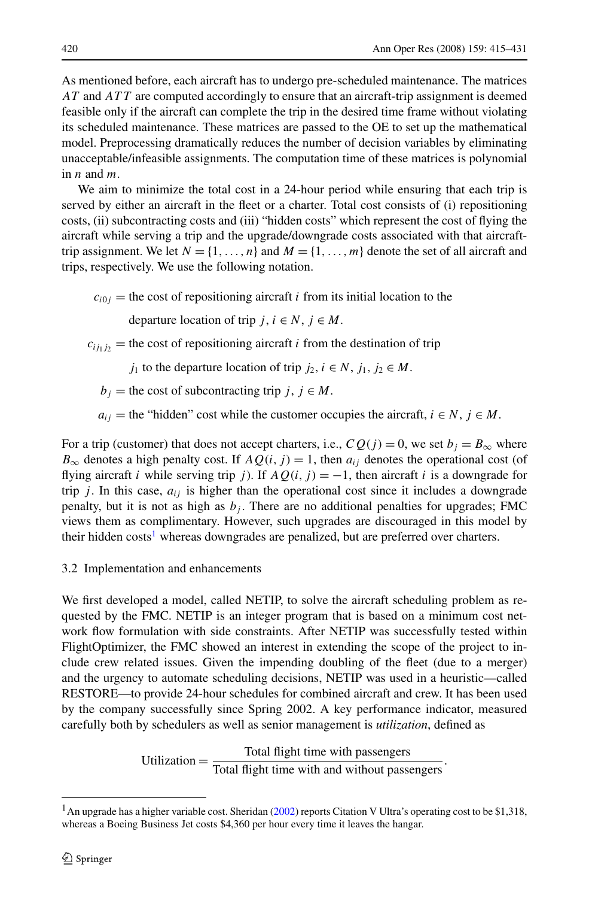As mentioned before, each aircraft has to undergo pre-scheduled maintenance. The matrices $AT$ and $ATT$ are computed accordingly to ensure that an aircraft-trip assignment is deemed feasible only if the aircraft can complete the trip in the desired time frame without violating its scheduled maintenance. These matrices are passed to the OE to set up the mathematical model. Preprocessing dramatically reduces the number of decision variables by eliminating unacceptable/infeasible assignments. The computation time of these matrices is polynomial in $n$ and $m$.

We aim to minimize the total cost in a 24-hour period while ensuring that each trip is served by either an aircraft in the fleet or a charter. Total cost consists of (i) repositioning costs, (ii) subcontracting costs and (iii) "hidden costs" which represent the cost of flying the aircraft while serving a trip and the upgrade/downgrade costs associated with that aircraft-trip assignment. We let $N = \{1, \ldots, n\}$ and $M = \{1, \ldots, m\}$ denote the set of all aircraft and trips, respectively. We use the following notation.

$c_{i0j}$ = the cost of repositioning aircraft $i$ from its initial location to the departure location of trip $j$, $i \in N$, $j \in M$.

$c_{ij_1j_2}$ = the cost of repositioning aircraft $i$ from the destination of trip $j_1$ to the departure location of trip $j_2$, $i \in N$, $j_1, j_2 \in M$.

$b_j$ = the cost of subcontracting trip $j$, $j \in M$.

$a_{ij}$ = the "hidden" cost while the customer occupies the aircraft, $i \in N$, $j \in M$.

For a trip (customer) that does not accept charters, i.e., $CQ(j) = 0$, we set $b_j = B_\infty$ where $B_\infty$ denotes a high penalty cost. If $AQ(i, j) = 1$, then $a_{ij}$ denotes the operational cost (of flying aircraft $i$ while serving trip $j$). If $AQ(i, j) = -1$, then aircraft $i$ is a downgrade for trip $j$. In this case, $a_{ij}$ is higher than the operational cost since it includes a downgrade penalty, but it is not as high as $b_j$. There are no additional penalties for upgrades; FMC views them as complimentary. However, such upgrades are discouraged in this model by their hidden costs[1] whereas downgrades are penalized, but are preferred over charters.

### 3.2 Implementation and enhancements

We first developed a model, called NETIP, to solve the aircraft scheduling problem as requested by the FMC. NETIP is an integer program that is based on a minimum cost network flow formulation with side constraints. After NETIP was successfully tested within FlightOptimizer, the FMC showed an interest in extending the scope of the project to include crew related issues. Given the impending doubling of the fleet (due to a merger) and the urgency to automate scheduling decisions, NETIP was used in a heuristic—called RESTORE—to provide 24-hour schedules for combined aircraft and crew. It has been used by the company successfully since Spring 2002. A key performance indicator, measured carefully both by schedulers as well as senior management is *utilization*, defined as

$$\text{Utilization} = \frac{\text{Total flight time with passengers}}{\text{Total flight time with and without passengers}}.$$

---

[1] An upgrade has a higher variable cost. Sheridan (2002) reports Citation V Ultra's operating cost to be \$1,318, whereas a Boeing Business Jet costs \$4,360 per hour every time it leaves the hangar.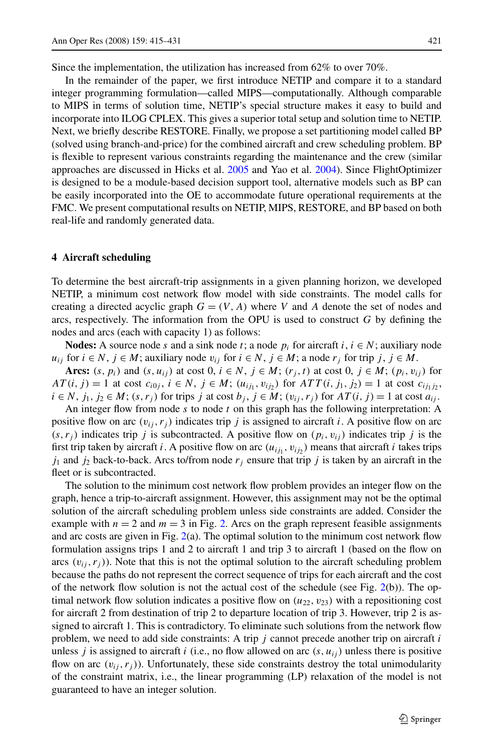Since the implementation, the utilization has increased from 62% to over 70%.

In the remainder of the paper, we first introduce NETIP and compare it to a standard integer programming formulation—called MIPS—computationally. Although comparable to MIPS in terms of solution time, NETIP's special structure makes it easy to build and incorporate into ILOG CPLEX. This gives a superior total setup and solution time to NETIP. Next, we briefly describe RESTORE. Finally, we propose a set partitioning model called BP (solved using branch-and-price) for the combined aircraft and crew scheduling problem. BP is flexible to represent various constraints regarding the maintenance and the crew (similar approaches are discussed in Hicks et al. 2005 and Yao et al. 2004). Since FlightOptimizer is designed to be a module-based decision support tool, alternative models such as BP can be easily incorporated into the OE to accommodate future operational requirements at the FMC. We present computational results on NETIP, MIPS, RESTORE, and BP based on both real-life and randomly generated data.

## 4 Aircraft scheduling

To determine the best aircraft-trip assignments in a given planning horizon, we developed NETIP, a minimum cost network flow model with side constraints. The model calls for creating a directed acyclic graph $G = (V, A)$ where $V$ and $A$ denote the set of nodes and arcs, respectively. The information from the OPU is used to construct $G$ by defining the nodes and arcs (each with capacity 1) as follows:

**Nodes:** A source node $s$ and a sink node $t$; a node $p_i$ for aircraft $i$, $i \in N$; auxiliary node $u_{ij}$ for $i \in N$, $j \in M$; auxiliary node $v_{ij}$ for $i \in N$, $j \in M$; a node $r_j$ for trip $j$, $j \in M$.

**Arcs:** $(s, p_i)$ and $(s, u_{ij})$ at cost 0, $i \in N$, $j \in M$; $(r_j, t)$ at cost 0, $j \in M$; $(p_i, v_{ij})$ for $AT(i, j) = 1$ at cost $c_{i0j}$, $i \in N$, $j \in M$; $(u_{ij_1}, v_{ij_2})$ for $ATT(i, j_1, j_2) = 1$ at cost $c_{ij_1j_2}$, $i \in N$, $j_1, j_2 \in M$; $(s, r_j)$ for trips $j$ at cost $b_j$, $j \in M$; $(v_{ij}, r_j)$ for $AT(i, j) = 1$ at cost $a_{ij}$.

An integer flow from node $s$ to node $t$ on this graph has the following interpretation: A positive flow on arc $(v_{ij}, r_j)$ indicates trip $j$ is assigned to aircraft $i$. A positive flow on arc $(s, r_j)$ indicates trip $j$ is subcontracted. A positive flow on $(p_i, v_{ij})$ indicates trip $j$ is the first trip taken by aircraft $i$. A positive flow on arc $(u_{ij_1}, v_{ij_2})$ means that aircraft $i$ takes trips $j_1$ and $j_2$ back-to-back. Arcs to/from node $r_j$ ensure that trip $j$ is taken by an aircraft in the fleet or is subcontracted.

The solution to the minimum cost network flow problem provides an integer flow on the graph, hence a trip-to-aircraft assignment. However, this assignment may not be the optimal solution of the aircraft scheduling problem unless side constraints are added. Consider the example with $n = 2$ and $m = 3$ in Fig. 2. Arcs on the graph represent feasible assignments and arc costs are given in Fig. 2(a). The optimal solution to the minimum cost network flow formulation assigns trips 1 and 2 to aircraft 1 and trip 3 to aircraft 1 (based on the flow on arcs $(v_{ij}, r_j)$). Note that this is not the optimal solution to the aircraft scheduling problem because the paths do not represent the correct sequence of trips for each aircraft and the cost of the network flow solution is not the actual cost of the schedule (see Fig. 2(b)). The optimal network flow solution indicates a positive flow on $(u_{22}, v_{23})$ with a repositioning cost for aircraft 2 from destination of trip 2 to departure location of trip 3. However, trip 2 is assigned to aircraft 1. This is contradictory. To eliminate such solutions from the network flow problem, we need to add side constraints: A trip $j$ cannot precede another trip on aircraft $i$ unless $j$ is assigned to aircraft $i$ (i.e., no flow allowed on arc $(s, u_{ij})$ unless there is positive flow on arc $(v_{ij}, r_j)$). Unfortunately, these side constraints destroy the total unimodularity of the constraint matrix, i.e., the linear programming (LP) relaxation of the model is not guaranteed to have an integer solution.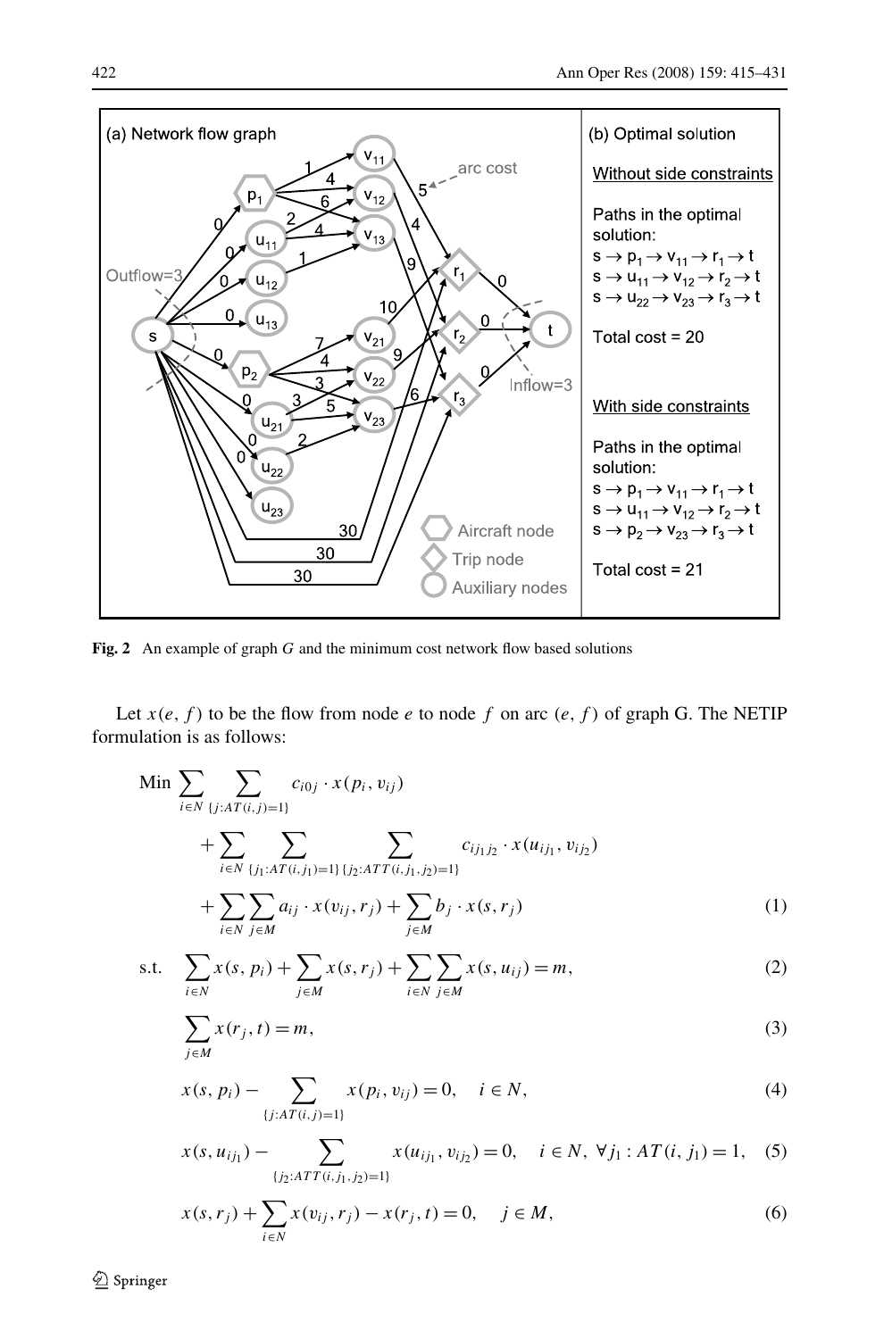(a) Network flow graph

(b) Optimal solution

Without side constraints

Paths in the optimal solution:
$s \rightarrow p_1 \rightarrow v_{11} \rightarrow r_1 \rightarrow t$
$s \rightarrow u_{11} \rightarrow v_{12} \rightarrow r_2 \rightarrow t$
$s \rightarrow u_{22} \rightarrow v_{23} \rightarrow r_3 \rightarrow t$

Total cost = 20

With side constraints

Paths in the optimal solution:
$s \rightarrow p_1 \rightarrow v_{11} \rightarrow r_1 \rightarrow t$
$s \rightarrow u_{11} \rightarrow v_{12} \rightarrow r_2 \rightarrow t$
$s \rightarrow p_2 \rightarrow v_{23} \rightarrow r_3 \rightarrow t$

Total cost = 21

**Fig. 2** An example of graph $G$ and the minimum cost network flow based solutions

Let $x(e, f)$ to be the flow from node $e$ to node $f$ on arc $(e, f)$ of graph G. The NETIP formulation is as follows:

$$
\begin{aligned}
\text{Min} \sum_{i \in N} \sum_{\{j: AT(i,j)=1\}} c_{i0j} \cdot x(p_i, v_{ij}) \\
+ \sum_{i \in N} \sum_{\{j_1: AT(i,j_1)=1\}} \sum_{\{j_2: ATT(i,j_1,j_2)=1\}} c_{ij_1j_2} \cdot x(u_{ij_1}, v_{ij_2}) \\
+ \sum_{i \in N} \sum_{j \in M} a_{ij} \cdot x(v_{ij}, r_j) + \sum_{j \in M} b_j \cdot x(s, r_j)
\end{aligned} \tag{1}
$$

$$
\text{s.t.} \quad \sum_{i \in N} x(s, p_i) + \sum_{j \in M} x(s, r_j) + \sum_{i \in N} \sum_{j \in M} x(s, u_{ij}) = m, \tag{2}
$$

$$
\sum_{j \in M} x(r_j, t) = m, \tag{3}
$$

$$
x(s, p_i) - \sum_{\{j: AT(i,j)=1\}} x(p_i, v_{ij}) = 0, \quad i \in N, \tag{4}
$$

$$
x(s, u_{ij_1}) - \sum_{\{j_2: ATT(i,j_1,j_2)=1\}} x(u_{ij_1}, v_{ij_2}) = 0, \quad i \in N, \ \forall j_1 : AT(i, j_1) = 1, \tag{5}
$$

$$
x(s, r_j) + \sum_{i \in N} x(v_{ij}, r_j) - x(r_j, t) = 0, \quad j \in M, \tag{6}
$$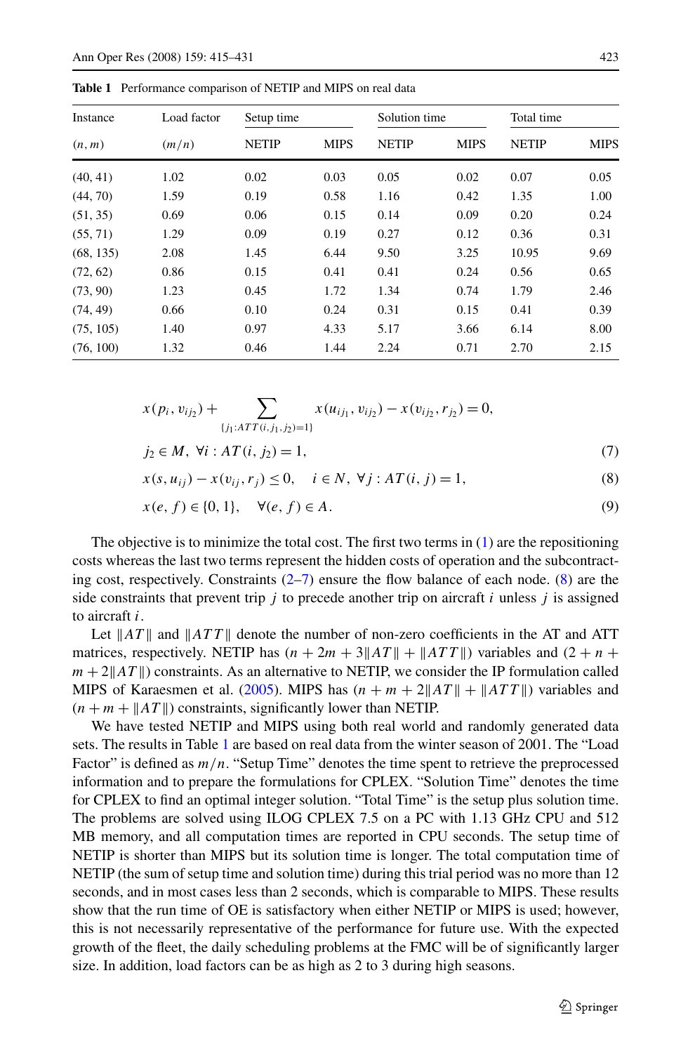**Table 1** Performance comparison of NETIP and MIPS on real data

| Instance | Load factor | Setup time | | Solution time | | Total time | |
|---|---|---|---|---|---|---|---|
| $(n, m)$ | $(m/n)$ | NETIP | MIPS | NETIP | MIPS | NETIP | MIPS |
| (40, 41) | 1.02 | 0.02 | 0.03 | 0.05 | 0.02 | 0.07 | 0.05 |
| (44, 70) | 1.59 | 0.19 | 0.58 | 1.16 | 0.42 | 1.35 | 1.00 |
| (51, 35) | 0.69 | 0.06 | 0.15 | 0.14 | 0.09 | 0.20 | 0.24 |
| (55, 71) | 1.29 | 0.09 | 0.19 | 0.27 | 0.12 | 0.36 | 0.31 |
| (68, 135) | 2.08 | 1.45 | 6.44 | 9.50 | 3.25 | 10.95 | 9.69 |
| (72, 62) | 0.86 | 0.15 | 0.41 | 0.41 | 0.24 | 0.56 | 0.65 |
| (73, 90) | 1.23 | 0.45 | 1.72 | 1.34 | 0.74 | 1.79 | 2.46 |
| (74, 49) | 0.66 | 0.10 | 0.24 | 0.31 | 0.15 | 0.41 | 0.39 |
| (75, 105) | 1.40 | 0.97 | 4.33 | 5.17 | 3.66 | 6.14 | 8.00 |
| (76, 100) | 1.32 | 0.46 | 1.44 | 2.24 | 0.71 | 2.70 | 2.15 |

$$x(p_i, v_{ij_2}) + \sum_{\{j_1 : ATT(i, j_1, j_2) = 1\}} x(u_{ij_1}, v_{ij_2}) - x(v_{ij_2}, r_{j_2}) = 0,$$

$$j_2 \in M,\ \forall i : AT(i, j_2) = 1, \tag{7}$$

$$x(s, u_{ij}) - x(v_{ij}, r_j) \le 0, \quad i \in N,\ \forall j : AT(i, j) = 1, \tag{8}$$

$$x(e, f) \in \{0, 1\}, \quad \forall (e, f) \in A. \tag{9}$$

The objective is to minimize the total cost. The first two terms in (1) are the repositioning costs whereas the last two terms represent the hidden costs of operation and the subcontracting cost, respectively. Constraints (2–7) ensure the flow balance of each node. (8) are the side constraints that prevent trip $j$ to precede another trip on aircraft $i$ unless $j$ is assigned to aircraft $i$.

Let $\|AT\|$ and $\|ATT\|$ denote the number of non-zero coefficients in the AT and ATT matrices, respectively. NETIP has $(n + 2m + 3\|AT\| + \|ATT\|)$ variables and $(2 + n + m + 2\|AT\|)$ constraints. As an alternative to NETIP, we consider the IP formulation called MIPS of Karaesmen et al. (2005). MIPS has $(n + m + 2\|AT\| + \|ATT\|)$ variables and $(n + m + \|AT\|)$ constraints, significantly lower than NETIP.

We have tested NETIP and MIPS using both real world and randomly generated data sets. The results in Table 1 are based on real data from the winter season of 2001. The "Load Factor" is defined as $m/n$. "Setup Time" denotes the time spent to retrieve the preprocessed information and to prepare the formulations for CPLEX. "Solution Time" denotes the time for CPLEX to find an optimal integer solution. "Total Time" is the setup plus solution time. The problems are solved using ILOG CPLEX 7.5 on a PC with 1.13 GHz CPU and 512 MB memory, and all computation times are reported in CPU seconds. The setup time of NETIP is shorter than MIPS but its solution time is longer. The total computation time of NETIP (the sum of setup time and solution time) during this trial period was no more than 12 seconds, and in most cases less than 2 seconds, which is comparable to MIPS. These results show that the run time of OE is satisfactory when either NETIP or MIPS is used; however, this is not necessarily representative of the performance for future use. With the expected growth of the fleet, the daily scheduling problems at the FMC will be of significantly larger size. In addition, load factors can be as high as 2 to 3 during high seasons.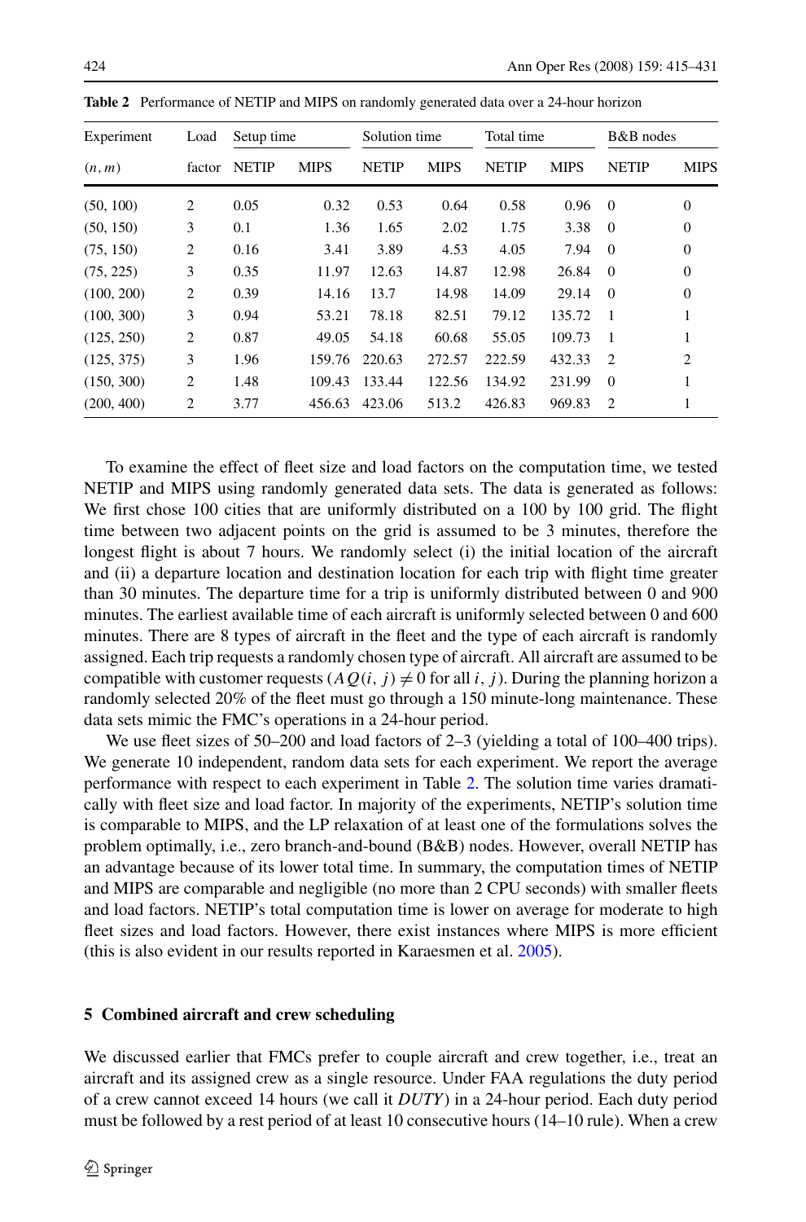**Table 2** Performance of NETIP and MIPS on randomly generated data over a 24-hour horizon

| Experiment | Load | Setup time | | Solution time | | Total time | | B&B nodes | |
|---|---|---|---|---|---|---|---|---|---|
| $(n, m)$ | factor | NETIP | MIPS | NETIP | MIPS | NETIP | MIPS | NETIP | MIPS |
| (50, 100) | 2 | 0.05 | 0.32 | 0.53 | 0.64 | 0.58 | 0.96 | 0 | 0 |
| (50, 150) | 3 | 0.1 | 1.36 | 1.65 | 2.02 | 1.75 | 3.38 | 0 | 0 |
| (75, 150) | 2 | 0.16 | 3.41 | 3.89 | 4.53 | 4.05 | 7.94 | 0 | 0 |
| (75, 225) | 3 | 0.35 | 11.97 | 12.63 | 14.87 | 12.98 | 26.84 | 0 | 0 |
| (100, 200) | 2 | 0.39 | 14.16 | 13.7 | 14.98 | 14.09 | 29.14 | 0 | 0 |
| (100, 300) | 3 | 0.94 | 53.21 | 78.18 | 82.51 | 79.12 | 135.72 | 1 | 1 |
| (125, 250) | 2 | 0.87 | 49.05 | 54.18 | 60.68 | 55.05 | 109.73 | 1 | 1 |
| (125, 375) | 3 | 1.96 | 159.76 | 220.63 | 272.57 | 222.59 | 432.33 | 2 | 2 |
| (150, 300) | 2 | 1.48 | 109.43 | 133.44 | 122.56 | 134.92 | 231.99 | 0 | 1 |
| (200, 400) | 2 | 3.77 | 456.63 | 423.06 | 513.2 | 426.83 | 969.83 | 2 | 1 |

To examine the effect of fleet size and load factors on the computation time, we tested NETIP and MIPS using randomly generated data sets. The data is generated as follows: We first chose 100 cities that are uniformly distributed on a 100 by 100 grid. The flight time between two adjacent points on the grid is assumed to be 3 minutes, therefore the longest flight is about 7 hours. We randomly select (i) the initial location of the aircraft and (ii) a departure location and destination location for each trip with flight time greater than 30 minutes. The departure time for a trip is uniformly distributed between 0 and 900 minutes. The earliest available time of each aircraft is uniformly selected between 0 and 600 minutes. There are 8 types of aircraft in the fleet and the type of each aircraft is randomly assigned. Each trip requests a randomly chosen type of aircraft. All aircraft are assumed to be compatible with customer requests ($AQ(i, j) \neq 0$ for all $i, j$). During the planning horizon a randomly selected 20% of the fleet must go through a 150 minute-long maintenance. These data sets mimic the FMC's operations in a 24-hour period.

We use fleet sizes of 50–200 and load factors of 2–3 (yielding a total of 100–400 trips). We generate 10 independent, random data sets for each experiment. We report the average performance with respect to each experiment in Table 2. The solution time varies dramatically with fleet size and load factor. In majority of the experiments, NETIP's solution time is comparable to MIPS, and the LP relaxation of at least one of the formulations solves the problem optimally, i.e., zero branch-and-bound (B&B) nodes. However, overall NETIP has an advantage because of its lower total time. In summary, the computation times of NETIP and MIPS are comparable and negligible (no more than 2 CPU seconds) with smaller fleets and load factors. NETIP's total computation time is lower on average for moderate to high fleet sizes and load factors. However, there exist instances where MIPS is more efficient (this is also evident in our results reported in Karaesmen et al. 2005).

## 5 Combined aircraft and crew scheduling

We discussed earlier that FMCs prefer to couple aircraft and crew together, i.e., treat an aircraft and its assigned crew as a single resource. Under FAA regulations the duty period of a crew cannot exceed 14 hours (we call it *DUTY*) in a 24-hour period. Each duty period must be followed by a rest period of at least 10 consecutive hours (14–10 rule). When a crew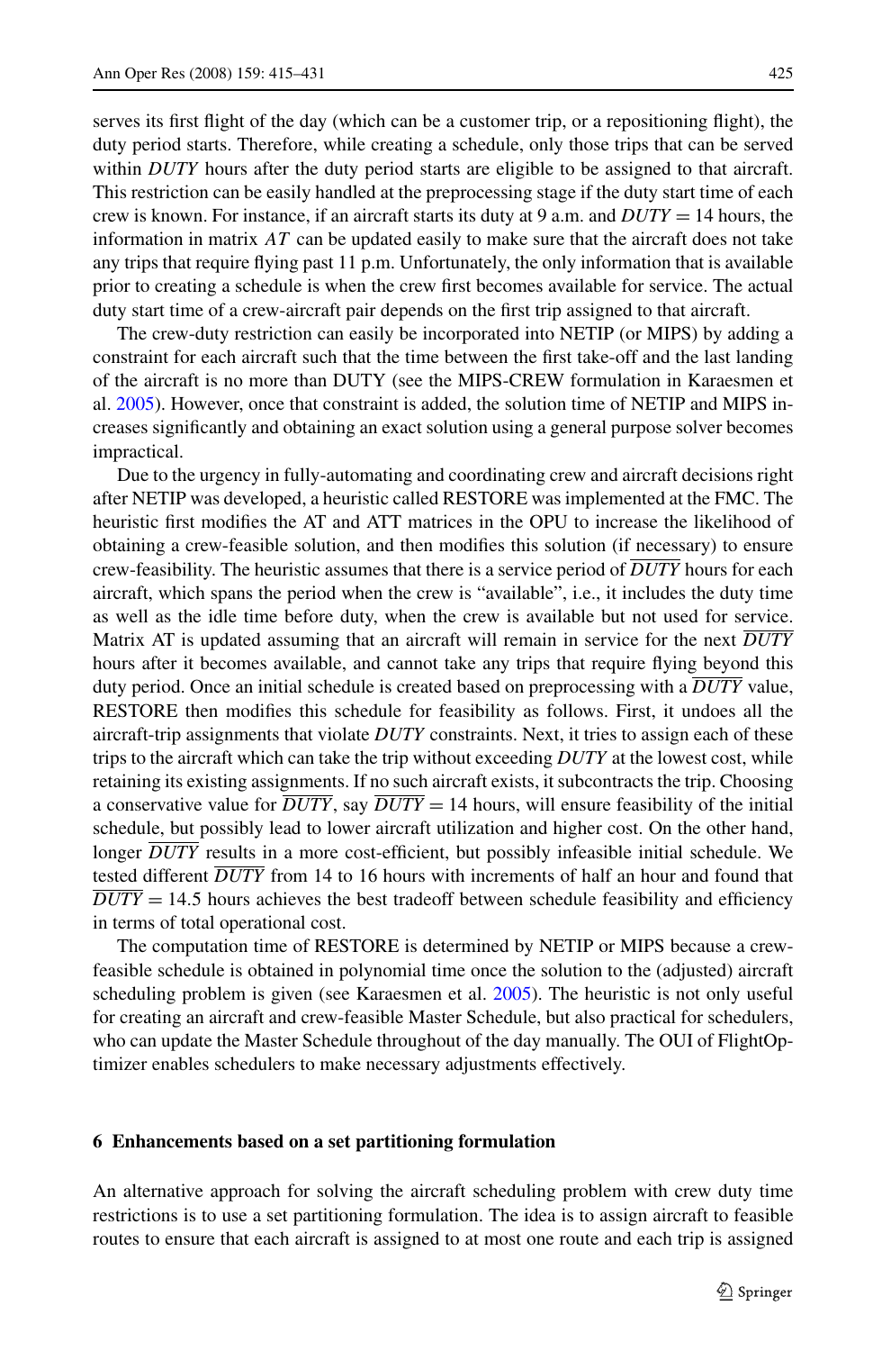serves its first flight of the day (which can be a customer trip, or a repositioning flight), the duty period starts. Therefore, while creating a schedule, only those trips that can be served within *DUTY* hours after the duty period starts are eligible to be assigned to that aircraft. This restriction can be easily handled at the preprocessing stage if the duty start time of each crew is known. For instance, if an aircraft starts its duty at 9 a.m. and $DUTY = 14$ hours, the information in matrix $AT$ can be updated easily to make sure that the aircraft does not take any trips that require flying past 11 p.m. Unfortunately, the only information that is available prior to creating a schedule is when the crew first becomes available for service. The actual duty start time of a crew-aircraft pair depends on the first trip assigned to that aircraft.

The crew-duty restriction can easily be incorporated into NETIP (or MIPS) by adding a constraint for each aircraft such that the time between the first take-off and the last landing of the aircraft is no more than DUTY (see the MIPS-CREW formulation in Karaesmen et al. 2005). However, once that constraint is added, the solution time of NETIP and MIPS increases significantly and obtaining an exact solution using a general purpose solver becomes impractical.

Due to the urgency in fully-automating and coordinating crew and aircraft decisions right after NETIP was developed, a heuristic called RESTORE was implemented at the FMC. The heuristic first modifies the AT and ATT matrices in the OPU to increase the likelihood of obtaining a crew-feasible solution, and then modifies this solution (if necessary) to ensure crew-feasibility. The heuristic assumes that there is a service period of $\overline{DUTY}$ hours for each aircraft, which spans the period when the crew is "available", i.e., it includes the duty time as well as the idle time before duty, when the crew is available but not used for service. Matrix AT is updated assuming that an aircraft will remain in service for the next $\overline{DUTY}$ hours after it becomes available, and cannot take any trips that require flying beyond this duty period. Once an initial schedule is created based on preprocessing with a $\overline{DUTY}$ value, RESTORE then modifies this schedule for feasibility as follows. First, it undoes all the aircraft-trip assignments that violate *DUTY* constraints. Next, it tries to assign each of these trips to the aircraft which can take the trip without exceeding *DUTY* at the lowest cost, while retaining its existing assignments. If no such aircraft exists, it subcontracts the trip. Choosing a conservative value for $\overline{DUTY}$, say $\overline{DUTY} = 14$ hours, will ensure feasibility of the initial schedule, but possibly lead to lower aircraft utilization and higher cost. On the other hand, longer $\overline{DUTY}$ results in a more cost-efficient, but possibly infeasible initial schedule. We tested different $\overline{DUTY}$ from 14 to 16 hours with increments of half an hour and found that $\overline{DUTY} = 14.5$ hours achieves the best tradeoff between schedule feasibility and efficiency in terms of total operational cost.

The computation time of RESTORE is determined by NETIP or MIPS because a crew-feasible schedule is obtained in polynomial time once the solution to the (adjusted) aircraft scheduling problem is given (see Karaesmen et al. 2005). The heuristic is not only useful for creating an aircraft and crew-feasible Master Schedule, but also practical for schedulers, who can update the Master Schedule throughout of the day manually. The OUI of FlightOptimizer enables schedulers to make necessary adjustments effectively.

## 6 Enhancements based on a set partitioning formulation

An alternative approach for solving the aircraft scheduling problem with crew duty time restrictions is to use a set partitioning formulation. The idea is to assign aircraft to feasible routes to ensure that each aircraft is assigned to at most one route and each trip is assigned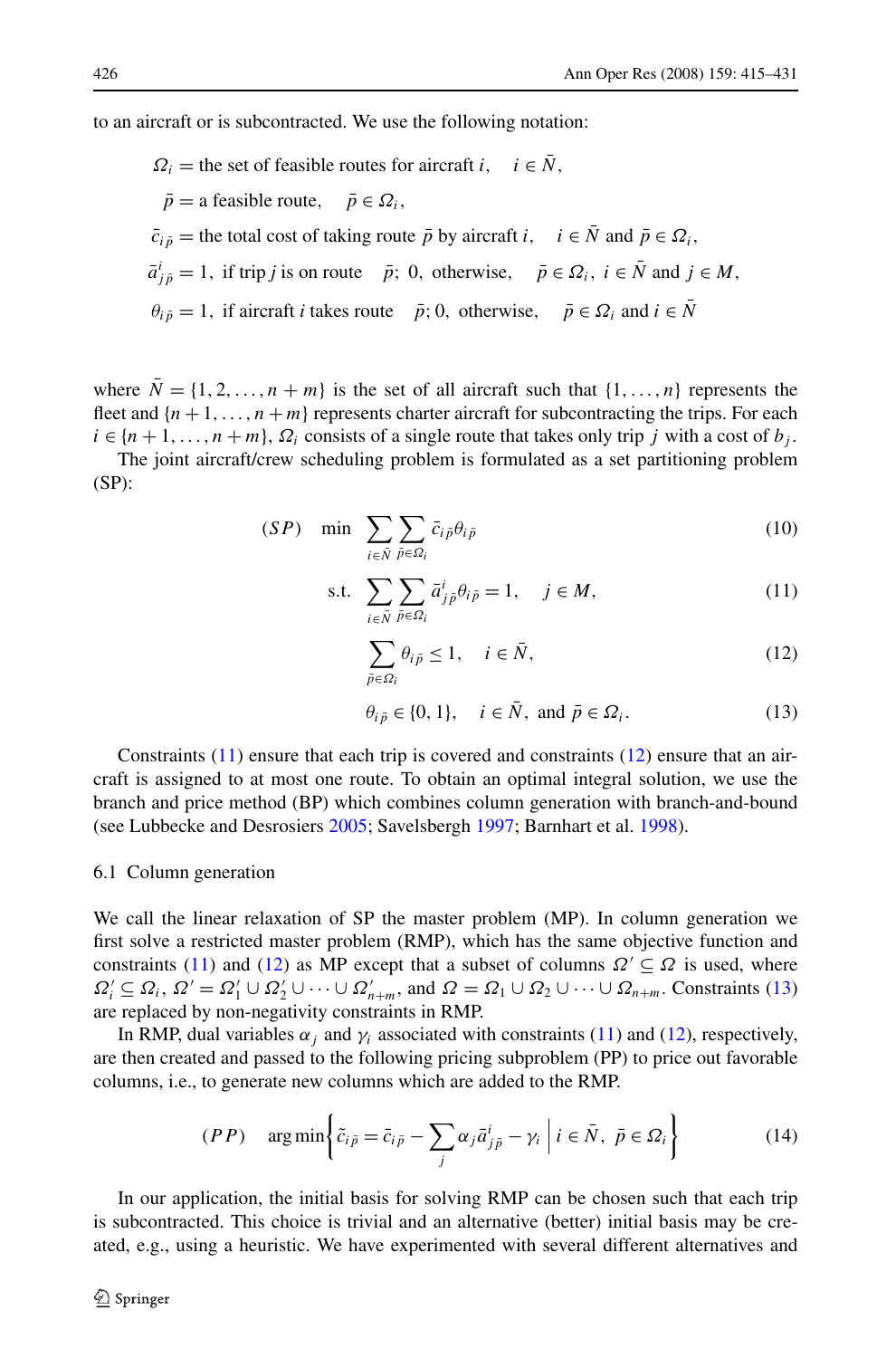to an aircraft or is subcontracted. We use the following notation:

$\Omega_i$ = the set of feasible routes for aircraft $i$, $\quad i \in \bar{N}$,

$\bar{p}$ = a feasible route, $\quad \bar{p} \in \Omega_i$,

$\bar{c}_{i\bar{p}}$ = the total cost of taking route $\bar{p}$ by aircraft $i$, $\quad i \in \bar{N}$ and $\bar{p} \in \Omega_i$,

$\bar{a}^i_{j\bar{p}} = 1$, if trip $j$ is on route $\bar{p}$; 0, otherwise, $\quad \bar{p} \in \Omega_i$, $i \in \bar{N}$ and $j \in M$,

$\theta_{i\bar{p}} = 1$, if aircraft $i$ takes route $\bar{p}$; 0, otherwise, $\quad \bar{p} \in \Omega_i$ and $i \in \bar{N}$

where $\bar{N} = \{1, 2, \ldots, n+m\}$ is the set of all aircraft such that $\{1, \ldots, n\}$ represents the fleet and $\{n+1, \ldots, n+m\}$ represents charter aircraft for subcontracting the trips. For each $i \in \{n+1, \ldots, n+m\}$, $\Omega_i$ consists of a single route that takes only trip $j$ with a cost of $b_j$.

The joint aircraft/crew scheduling problem is formulated as a set partitioning problem (SP):

$$(SP) \quad \min \sum_{i \in \bar{N}} \sum_{\bar{p} \in \Omega_i} \bar{c}_{i\bar{p}} \theta_{i\bar{p}} \tag{10}$$

$$\text{s.t.} \quad \sum_{i \in \bar{N}} \sum_{\bar{p} \in \Omega_i} \bar{a}^i_{j\bar{p}} \theta_{i\bar{p}} = 1, \quad j \in M, \tag{11}$$

$$\sum_{\bar{p} \in \Omega_i} \theta_{i\bar{p}} \leq 1, \quad i \in \bar{N}, \tag{12}$$

$$\theta_{i\bar{p}} \in \{0, 1\}, \quad i \in \bar{N}, \text{ and } \bar{p} \in \Omega_i. \tag{13}$$

Constraints (11) ensure that each trip is covered and constraints (12) ensure that an aircraft is assigned to at most one route. To obtain an optimal integral solution, we use the branch and price method (BP) which combines column generation with branch-and-bound (see Lubbecke and Desrosiers 2005; Savelsbergh 1997; Barnhart et al. 1998).

### 6.1 Column generation

We call the linear relaxation of SP the master problem (MP). In column generation we first solve a restricted master problem (RMP), which has the same objective function and constraints (11) and (12) as MP except that a subset of columns $\Omega' \subseteq \Omega$ is used, where $\Omega'_i \subseteq \Omega_i$, $\Omega' = \Omega'_1 \cup \Omega'_2 \cup \cdots \cup \Omega'_{n+m}$, and $\Omega = \Omega_1 \cup \Omega_2 \cup \cdots \cup \Omega_{n+m}$. Constraints (13) are replaced by non-negativity constraints in RMP.

In RMP, dual variables $\alpha_j$ and $\gamma_i$ associated with constraints (11) and (12), respectively, are then created and passed to the following pricing subproblem (PP) to price out favorable columns, i.e., to generate new columns which are added to the RMP.

$$(PP) \quad \arg\min \left\{ \tilde{c}_{i\bar{p}} = \bar{c}_{i\bar{p}} - \sum_j \alpha_j \bar{a}^i_{j\bar{p}} - \gamma_i \;\middle|\; i \in \bar{N},\ \bar{p} \in \Omega_i \right\} \tag{14}$$

In our application, the initial basis for solving RMP can be chosen such that each trip is subcontracted. This choice is trivial and an alternative (better) initial basis may be created, e.g., using a heuristic. We have experimented with several different alternatives and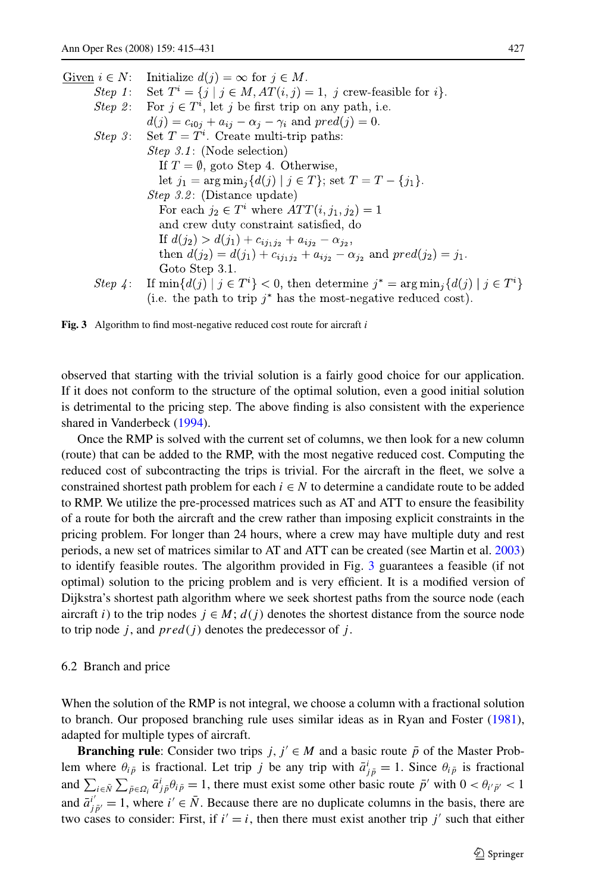Given $i \in N$: Initialize $d(j) = \infty$ for $j \in M$.

*Step 1*: Set $T^i = \{j \mid j \in M, AT(i,j) = 1,\ j \text{ crew-feasible for } i\}$.

*Step 2*: For $j \in T^i$, let $j$ be first trip on any path, i.e. $d(j) = c_{i0j} + a_{ij} - \alpha_j - \gamma_i$ and $pred(j) = 0$.

*Step 3*: Set $T = T^i$. Create multi-trip paths:

- *Step 3.1*: (Node selection)
  If $T = \emptyset$, goto Step 4. Otherwise,
  let $j_1 = \arg\min_j\{d(j) \mid j \in T\}$; set $T = T - \{j_1\}$.
- *Step 3.2*: (Distance update)
  For each $j_2 \in T^i$ where $ATT(i, j_1, j_2) = 1$
  and crew duty constraint satisfied, do
  If $d(j_2) > d(j_1) + c_{ij_1j_2} + a_{ij_2} - \alpha_{j_2}$,
  then $d(j_2) = d(j_1) + c_{ij_1j_2} + a_{ij_2} - \alpha_{j_2}$ and $pred(j_2) = j_1$.
  Goto Step 3.1.

*Step 4*: If $\min\{d(j) \mid j \in T^i\} < 0$, then determine $j^* = \arg\min_j\{d(j) \mid j \in T^i\}$ (i.e. the path to trip $j^*$ has the most-negative reduced cost).

**Fig. 3** Algorithm to find most-negative reduced cost route for aircraft $i$

observed that starting with the trivial solution is a fairly good choice for our application. If it does not conform to the structure of the optimal solution, even a good initial solution is detrimental to the pricing step. The above finding is also consistent with the experience shared in Vanderbeck (1994).

Once the RMP is solved with the current set of columns, we then look for a new column (route) that can be added to the RMP, with the most negative reduced cost. Computing the reduced cost of subcontracting the trips is trivial. For the aircraft in the fleet, we solve a constrained shortest path problem for each $i \in N$ to determine a candidate route to be added to RMP. We utilize the pre-processed matrices such as AT and ATT to ensure the feasibility of a route for both the aircraft and the crew rather than imposing explicit constraints in the pricing problem. For longer than 24 hours, where a crew may have multiple duty and rest periods, a new set of matrices similar to AT and ATT can be created (see Martin et al. 2003) to identify feasible routes. The algorithm provided in Fig. 3 guarantees a feasible (if not optimal) solution to the pricing problem and is very efficient. It is a modified version of Dijkstra's shortest path algorithm where we seek shortest paths from the source node (each aircraft $i$) to the trip nodes $j \in M$; $d(j)$ denotes the shortest distance from the source node to trip node $j$, and $pred(j)$ denotes the predecessor of $j$.

## 6.2 Branch and price

When the solution of the RMP is not integral, we choose a column with a fractional solution to branch. Our proposed branching rule uses similar ideas as in Ryan and Foster (1981), adapted for multiple types of aircraft.

**Branching rule**: Consider two trips $j, j' \in M$ and a basic route $\bar{p}$ of the Master Problem where $\theta_{i\bar{p}}$ is fractional. Let trip $j$ be any trip with $\bar{a}^i_{j\bar{p}} = 1$. Since $\theta_{i\bar{p}}$ is fractional and $\sum_{i\in\bar{N}}\sum_{\bar{p}\in\Omega_i}\bar{a}^i_{j\bar{p}}\theta_{i\bar{p}} = 1$, there must exist some other basic route $\bar{p}'$ with $0 < \theta_{i'\bar{p}'} < 1$ and $\bar{a}^{i'}_{j\bar{p}'} = 1$, where $i' \in \bar{N}$. Because there are no duplicate columns in the basis, there are two cases to consider: First, if $i' = i$, then there must exist another trip $j'$ such that either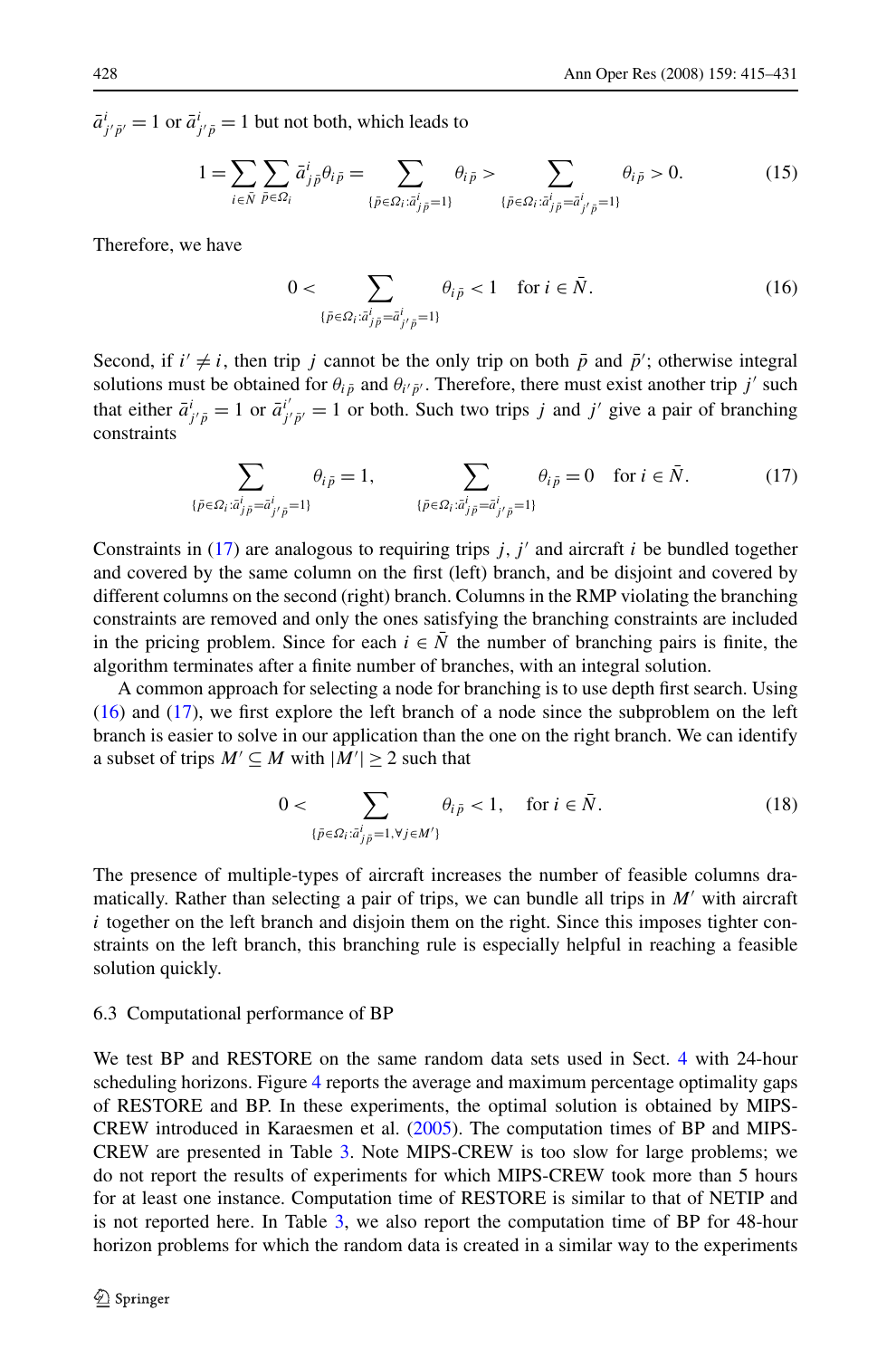$\bar{a}^i_{j'\bar{p}'} = 1$ or $\bar{a}^i_{j'\bar{p}} = 1$ but not both, which leads to

$$1 = \sum_{i\in\bar{N}} \sum_{\bar{p}\in\Omega_i} \bar{a}^i_{j\bar{p}}\theta_{i\bar{p}} = \sum_{\{\bar{p}\in\Omega_i:\bar{a}^i_{j\bar{p}}=1\}} \theta_{i\bar{p}} > \sum_{\{\bar{p}\in\Omega_i:\bar{a}^i_{j\bar{p}}=\bar{a}^i_{j'\bar{p}}=1\}} \theta_{i\bar{p}} > 0. \tag{15}$$

Therefore, we have

$$0 < \sum_{\{\bar{p}\in\Omega_i:\bar{a}^i_{j\bar{p}}=\bar{a}^i_{j'\bar{p}}=1\}} \theta_{i\bar{p}} < 1 \quad \text{for } i \in \bar{N}. \tag{16}$$

Second, if $i' \neq i$, then trip $j$ cannot be the only trip on both $\bar{p}$ and $\bar{p}'$; otherwise integral solutions must be obtained for $\theta_{i\bar{p}}$ and $\theta_{i'\bar{p}'}$. Therefore, there must exist another trip $j'$ such that either $\bar{a}^i_{j'\bar{p}} = 1$ or $\bar{a}^{i'}_{j'\bar{p}'} = 1$ or both. Such two trips $j$ and $j'$ give a pair of branching constraints

$$\sum_{\{\bar{p}\in\Omega_i:\bar{a}^i_{j\bar{p}}=\bar{a}^i_{j'\bar{p}}=1\}} \theta_{i\bar{p}} = 1, \qquad \sum_{\{\bar{p}\in\Omega_i:\bar{a}^i_{j\bar{p}}=\bar{a}^i_{j'\bar{p}}=1\}} \theta_{i\bar{p}} = 0 \quad \text{for } i \in \bar{N}. \tag{17}$$

Constraints in (17) are analogous to requiring trips $j$, $j'$ and aircraft $i$ be bundled together and covered by the same column on the first (left) branch, and be disjoint and covered by different columns on the second (right) branch. Columns in the RMP violating the branching constraints are removed and only the ones satisfying the branching constraints are included in the pricing problem. Since for each $i \in \bar{N}$ the number of branching pairs is finite, the algorithm terminates after a finite number of branches, with an integral solution.

A common approach for selecting a node for branching is to use depth first search. Using (16) and (17), we first explore the left branch of a node since the subproblem on the left branch is easier to solve in our application than the one on the right branch. We can identify a subset of trips $M' \subseteq M$ with $|M'| \geq 2$ such that

$$0 < \sum_{\{\bar{p}\in\Omega_i:\bar{a}^i_{j\bar{p}}=1,\forall j\in M'\}} \theta_{i\bar{p}} < 1, \quad \text{for } i \in \bar{N}. \tag{18}$$

The presence of multiple-types of aircraft increases the number of feasible columns dramatically. Rather than selecting a pair of trips, we can bundle all trips in $M'$ with aircraft $i$ together on the left branch and disjoin them on the right. Since this imposes tighter constraints on the left branch, this branching rule is especially helpful in reaching a feasible solution quickly.

### 6.3 Computational performance of BP

We test BP and RESTORE on the same random data sets used in Sect. 4 with 24-hour scheduling horizons. Figure 4 reports the average and maximum percentage optimality gaps of RESTORE and BP. In these experiments, the optimal solution is obtained by MIPS-CREW introduced in Karaesmen et al. (2005). The computation times of BP and MIPS-CREW are presented in Table 3. Note MIPS-CREW is too slow for large problems; we do not report the results of experiments for which MIPS-CREW took more than 5 hours for at least one instance. Computation time of RESTORE is similar to that of NETIP and is not reported here. In Table 3, we also report the computation time of BP for 48-hour horizon problems for which the random data is created in a similar way to the experiments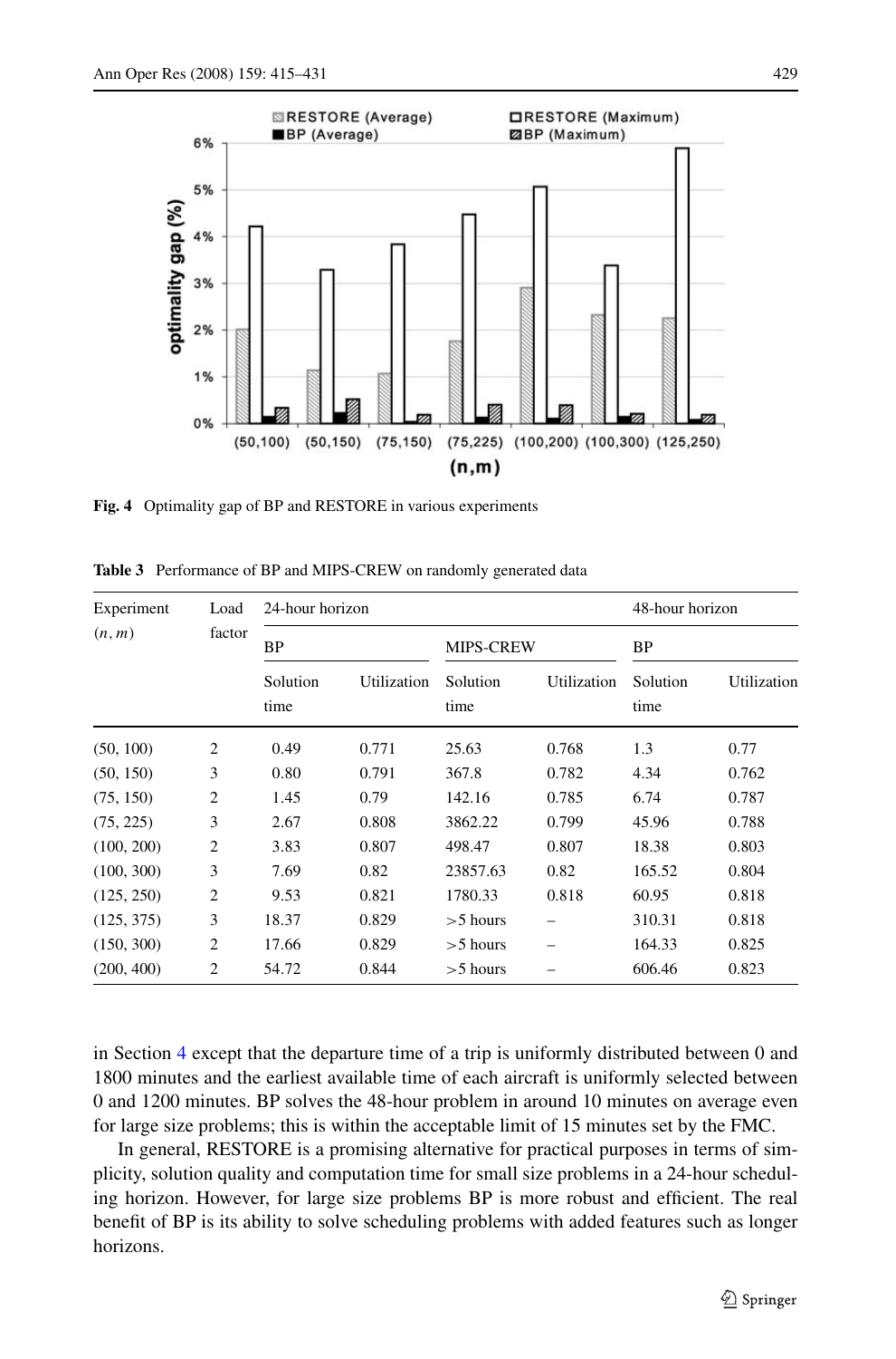**Fig. 4** Optimality gap of BP and RESTORE in various experiments

**Table 3** Performance of BP and MIPS-CREW on randomly generated data

| Experiment $(n, m)$ | Load factor | 24-hour horizon | | | | 48-hour horizon | |
|---|---|---|---|---|---|---|---|
| | | BP | | MIPS-CREW | | BP | |
| | | Solution time | Utilization | Solution time | Utilization | Solution time | Utilization |
| (50, 100) | 2 | 0.49 | 0.771 | 25.63 | 0.768 | 1.3 | 0.77 |
| (50, 150) | 3 | 0.80 | 0.791 | 367.8 | 0.782 | 4.34 | 0.762 |
| (75, 150) | 2 | 1.45 | 0.79 | 142.16 | 0.785 | 6.74 | 0.787 |
| (75, 225) | 3 | 2.67 | 0.808 | 3862.22 | 0.799 | 45.96 | 0.788 |
| (100, 200) | 2 | 3.83 | 0.807 | 498.47 | 0.807 | 18.38 | 0.803 |
| (100, 300) | 3 | 7.69 | 0.82 | 23857.63 | 0.82 | 165.52 | 0.804 |
| (125, 250) | 2 | 9.53 | 0.821 | 1780.33 | 0.818 | 60.95 | 0.818 |
| (125, 375) | 3 | 18.37 | 0.829 | >5 hours | – | 310.31 | 0.818 |
| (150, 300) | 2 | 17.66 | 0.829 | >5 hours | – | 164.33 | 0.825 |
| (200, 400) | 2 | 54.72 | 0.844 | >5 hours | – | 606.46 | 0.823 |

in Section 4 except that the departure time of a trip is uniformly distributed between 0 and 1800 minutes and the earliest available time of each aircraft is uniformly selected between 0 and 1200 minutes. BP solves the 48-hour problem in around 10 minutes on average even for large size problems; this is within the acceptable limit of 15 minutes set by the FMC.

In general, RESTORE is a promising alternative for practical purposes in terms of simplicity, solution quality and computation time for small size problems in a 24-hour scheduling horizon. However, for large size problems BP is more robust and efficient. The real benefit of BP is its ability to solve scheduling problems with added features such as longer horizons.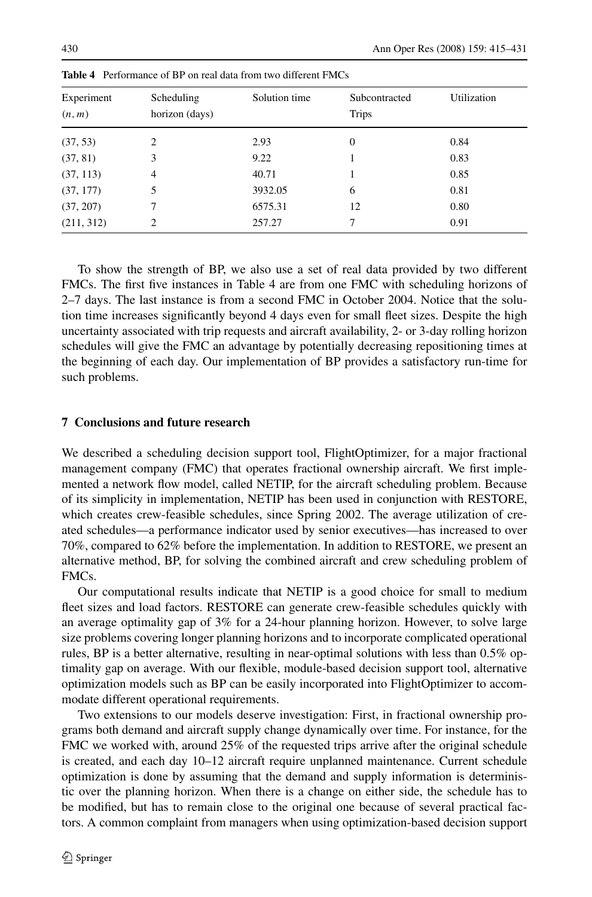**Table 4** Performance of BP on real data from two different FMCs

| Experiment $(n, m)$ | Scheduling horizon (days) | Solution time | Subcontracted Trips | Utilization |
|---|---|---|---|---|
| (37, 53) | 2 | 2.93 | 0 | 0.84 |
| (37, 81) | 3 | 9.22 | 1 | 0.83 |
| (37, 113) | 4 | 40.71 | 1 | 0.85 |
| (37, 177) | 5 | 3932.05 | 6 | 0.81 |
| (37, 207) | 7 | 6575.31 | 12 | 0.80 |
| (211, 312) | 2 | 257.27 | 7 | 0.91 |

To show the strength of BP, we also use a set of real data provided by two different FMCs. The first five instances in Table 4 are from one FMC with scheduling horizons of 2–7 days. The last instance is from a second FMC in October 2004. Notice that the solution time increases significantly beyond 4 days even for small fleet sizes. Despite the high uncertainty associated with trip requests and aircraft availability, 2- or 3-day rolling horizon schedules will give the FMC an advantage by potentially decreasing repositioning times at the beginning of each day. Our implementation of BP provides a satisfactory run-time for such problems.

## 7 Conclusions and future research

We described a scheduling decision support tool, FlightOptimizer, for a major fractional management company (FMC) that operates fractional ownership aircraft. We first implemented a network flow model, called NETIP, for the aircraft scheduling problem. Because of its simplicity in implementation, NETIP has been used in conjunction with RESTORE, which creates crew-feasible schedules, since Spring 2002. The average utilization of created schedules—a performance indicator used by senior executives—has increased to over 70%, compared to 62% before the implementation. In addition to RESTORE, we present an alternative method, BP, for solving the combined aircraft and crew scheduling problem of FMCs.

Our computational results indicate that NETIP is a good choice for small to medium fleet sizes and load factors. RESTORE can generate crew-feasible schedules quickly with an average optimality gap of 3% for a 24-hour planning horizon. However, to solve large size problems covering longer planning horizons and to incorporate complicated operational rules, BP is a better alternative, resulting in near-optimal solutions with less than 0.5% optimality gap on average. With our flexible, module-based decision support tool, alternative optimization models such as BP can be easily incorporated into FlightOptimizer to accommodate different operational requirements.

Two extensions to our models deserve investigation: First, in fractional ownership programs both demand and aircraft supply change dynamically over time. For instance, for the FMC we worked with, around 25% of the requested trips arrive after the original schedule is created, and each day 10–12 aircraft require unplanned maintenance. Current schedule optimization is done by assuming that the demand and supply information is deterministic over the planning horizon. When there is a change on either side, the schedule has to be modified, but has to remain close to the original one because of several practical factors. A common complaint from managers when using optimization-based decision support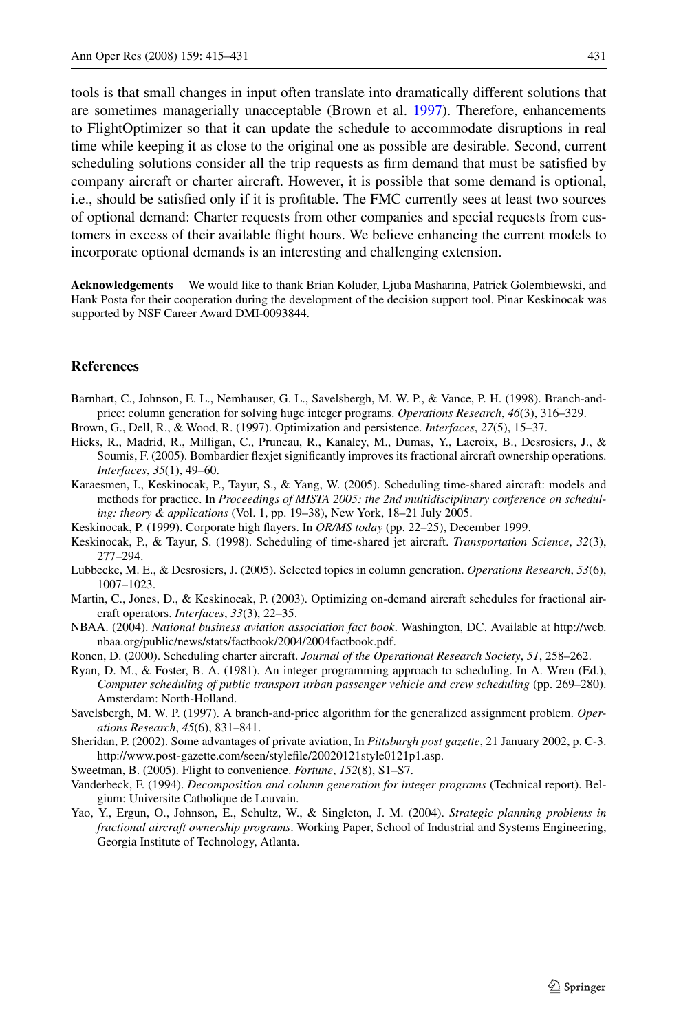tools is that small changes in input often translate into dramatically different solutions that are sometimes managerially unacceptable (Brown et al. 1997). Therefore, enhancements to FlightOptimizer so that it can update the schedule to accommodate disruptions in real time while keeping it as close to the original one as possible are desirable. Second, current scheduling solutions consider all the trip requests as firm demand that must be satisfied by company aircraft or charter aircraft. However, it is possible that some demand is optional, i.e., should be satisfied only if it is profitable. The FMC currently sees at least two sources of optional demand: Charter requests from other companies and special requests from customers in excess of their available flight hours. We believe enhancing the current models to incorporate optional demands is an interesting and challenging extension.

**Acknowledgements** We would like to thank Brian Koluder, Ljuba Masharina, Patrick Golembiewski, and Hank Posta for their cooperation during the development of the decision support tool. Pinar Keskinocak was supported by NSF Career Award DMI-0093844.

## References

Barnhart, C., Johnson, E. L., Nemhauser, G. L., Savelsbergh, M. W. P., & Vance, P. H. (1998). Branch-and-price: column generation for solving huge integer programs. *Operations Research*, *46*(3), 316–329.

Brown, G., Dell, R., & Wood, R. (1997). Optimization and persistence. *Interfaces*, *27*(5), 15–37.

Hicks, R., Madrid, R., Milligan, C., Pruneau, R., Kanaley, M., Dumas, Y., Lacroix, B., Desrosiers, J., & Soumis, F. (2005). Bombardier flexjet significantly improves its fractional aircraft ownership operations. *Interfaces*, *35*(1), 49–60.

Karaesmen, I., Keskinocak, P., Tayur, S., & Yang, W. (2005). Scheduling time-shared aircraft: models and methods for practice. In *Proceedings of MISTA 2005: the 2nd multidisciplinary conference on scheduling: theory & applications* (Vol. 1, pp. 19–38), New York, 18–21 July 2005.

Keskinocak, P. (1999). Corporate high flayers. In *OR/MS today* (pp. 22–25), December 1999.

Keskinocak, P., & Tayur, S. (1998). Scheduling of time-shared jet aircraft. *Transportation Science*, *32*(3), 277–294.

Lubbecke, M. E., & Desrosiers, J. (2005). Selected topics in column generation. *Operations Research*, *53*(6), 1007–1023.

Martin, C., Jones, D., & Keskinocak, P. (2003). Optimizing on-demand aircraft schedules for fractional aircraft operators. *Interfaces*, *33*(3), 22–35.

NBAA. (2004). *National business aviation association fact book*. Washington, DC. Available at http://web.nbaa.org/public/news/stats/factbook/2004/2004factbook.pdf.

Ronen, D. (2000). Scheduling charter aircraft. *Journal of the Operational Research Society*, *51*, 258–262.

Ryan, D. M., & Foster, B. A. (1981). An integer programming approach to scheduling. In A. Wren (Ed.), *Computer scheduling of public transport urban passenger vehicle and crew scheduling* (pp. 269–280). Amsterdam: North-Holland.

Savelsbergh, M. W. P. (1997). A branch-and-price algorithm for the generalized assignment problem. *Operations Research*, *45*(6), 831–841.

Sheridan, P. (2002). Some advantages of private aviation, In *Pittsburgh post gazette*, 21 January 2002, p. C-3. http://www.post-gazette.com/seen/stylefile/20020121style0121p1.asp.

Sweetman, B. (2005). Flight to convenience. *Fortune*, *152*(8), S1–S7.

Vanderbeck, F. (1994). *Decomposition and column generation for integer programs* (Technical report). Belgium: Universite Catholique de Louvain.

Yao, Y., Ergun, O., Johnson, E., Schultz, W., & Singleton, J. M. (2004). *Strategic planning problems in fractional aircraft ownership programs*. Working Paper, School of Industrial and Systems Engineering, Georgia Institute of Technology, Atlanta.